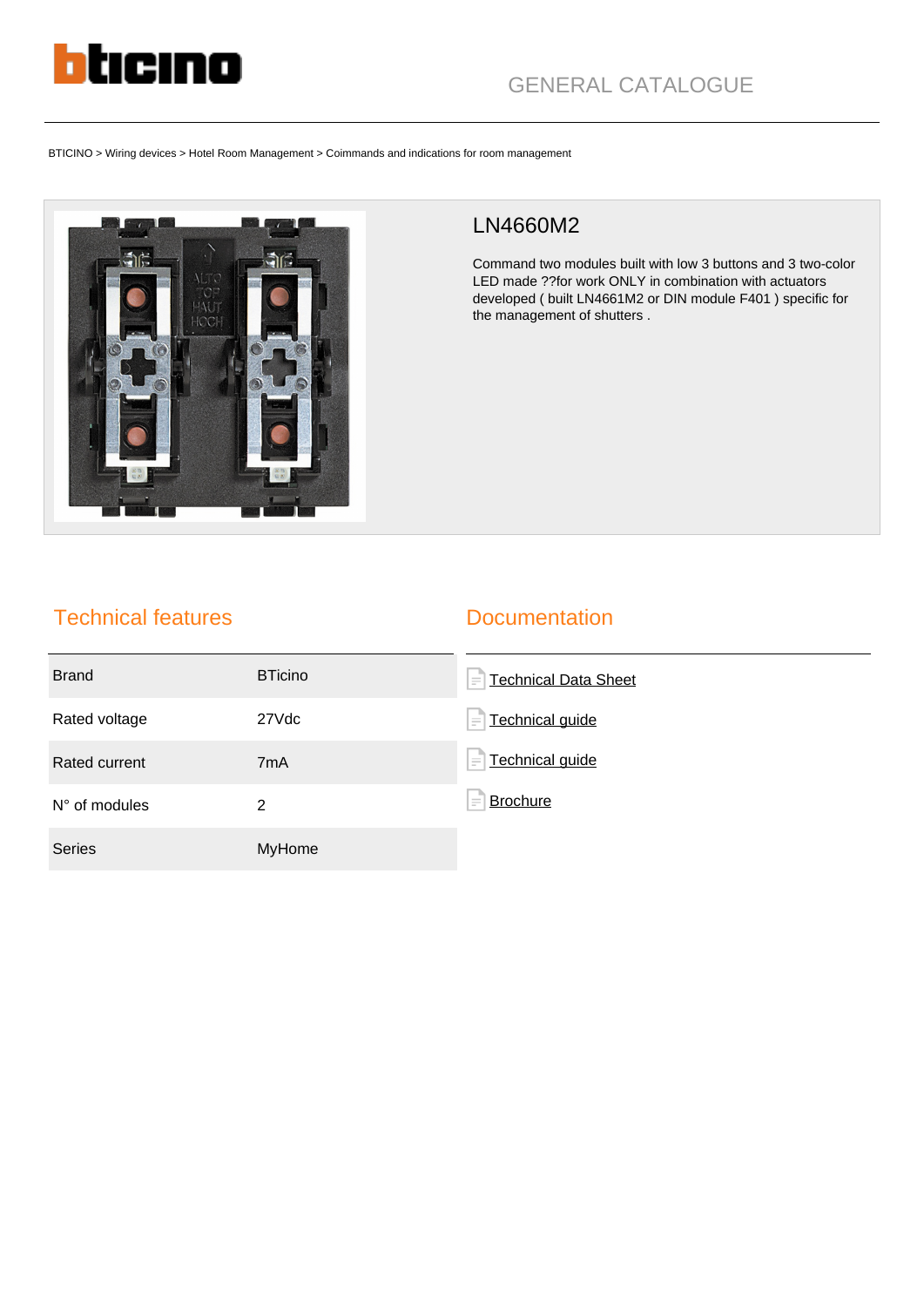GENERAL CATALOGUE

BTICINO > Wiring devices > Hotel Room Management > Coimmands and indications for room management

## LN4660M2

Command two modules built with low 3 buttons and 3 two-color LED made ??for work ONLY in combination with actuators developed ( built LN4661M2 or DIN module F401 ) specific for the management of shutters .

## Technical features

| | |
|---|---|
| Brand | BTicino |
| Rated voltage | 27Vdc |
| Rated current | 7mA |
| N° of modules | 2 |
| Series | MyHome |

## Documentation

- Technical Data Sheet
- Technical guide
- Technical guide
- Brochure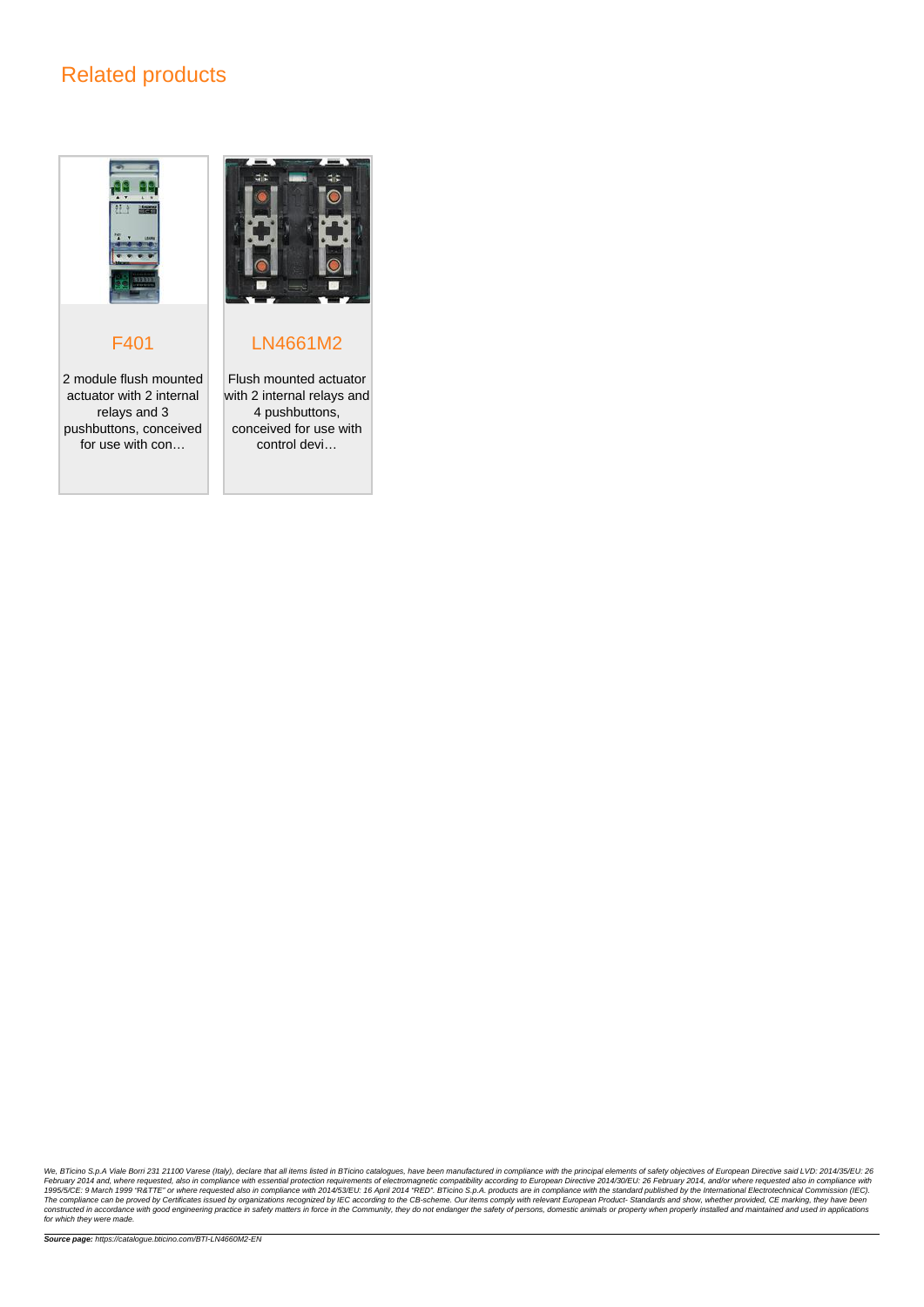## Related products

### F401

2 module flush mounted actuator with 2 internal relays and 3 pushbuttons, conceived for use with con…

### LN4661M2

Flush mounted actuator with 2 internal relays and 4 pushbuttons, conceived for use with control devi…

*We, BTicino S.p.A Viale Borri 231 21100 Varese (Italy), declare that all items listed in BTicino catalogues, have been manufactured in compliance with the principal elements of safety objectives of European Directive said LVD: 2014/35/EU: 26 February 2014 and, where requested, also in compliance with essential protection requirements of electromagnetic compatibility according to European Directive 2014/30/EU: 26 February 2014, and/or where requested also in compliance with 1995/5/CE: 9 March 1999 "R&TTE" or where requested also in compliance with 2014/53/EU: 16 April 2014 "RED". BTicino S.p.A. products are in compliance with the standard published by the International Electrotechnical Commission (IEC). The compliance can be proved by Certificates issued by organizations recognized by IEC according to the CB-scheme. Our items comply with relevant European Product- Standards and show, whether provided, CE marking, they have been constructed in accordance with good engineering practice in safety matters in force in the Community, they do not endanger the safety of persons, domestic animals or property when properly installed and maintained and used in applications for which they were made.*

***Source page:*** *https://catalogue.bticino.com/BTI-LN4660M2-EN*